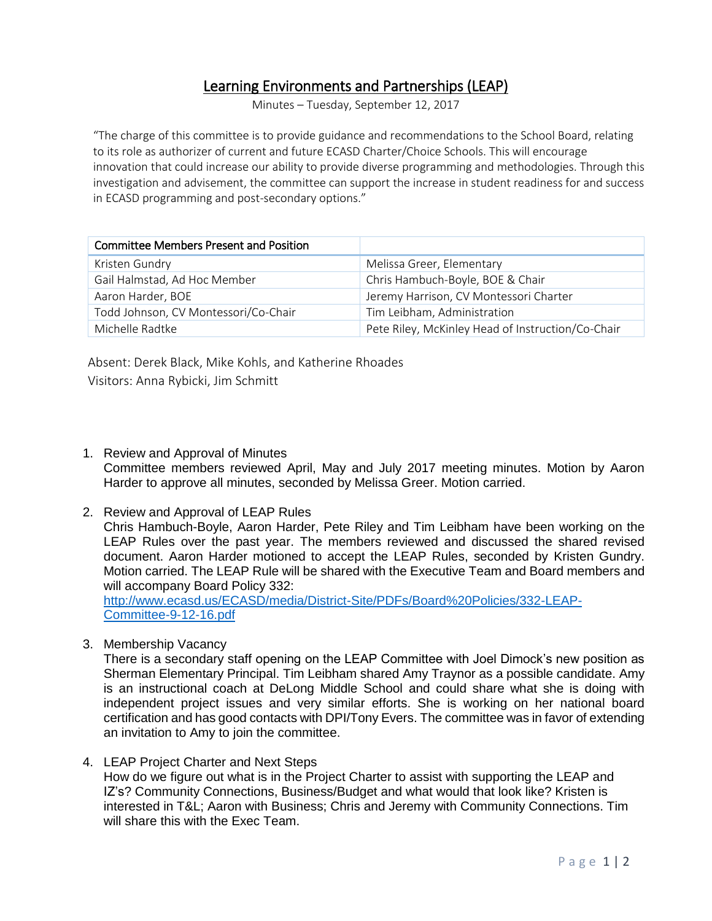# Learning Environments and Partnerships (LEAP)

Minutes – Tuesday, September 12, 2017

"The charge of this committee is to provide guidance and recommendations to the School Board, relating to its role as authorizer of current and future ECASD Charter/Choice Schools. This will encourage innovation that could increase our ability to provide diverse programming and methodologies. Through this investigation and advisement, the committee can support the increase in student readiness for and success in ECASD programming and post-secondary options."

| Committee Members Present and Position | |
|---|---|
| Kristen Gundry | Melissa Greer, Elementary |
| Gail Halmstad, Ad Hoc Member | Chris Hambuch-Boyle, BOE & Chair |
| Aaron Harder, BOE | Jeremy Harrison, CV Montessori Charter |
| Todd Johnson, CV Montessori/Co-Chair | Tim Leibham, Administration |
| Michelle Radtke | Pete Riley, McKinley Head of Instruction/Co-Chair |

Absent: Derek Black, Mike Kohls, and Katherine Rhoades

Visitors: Anna Rybicki, Jim Schmitt

1. Review and Approval of Minutes
   Committee members reviewed April, May and July 2017 meeting minutes. Motion by Aaron Harder to approve all minutes, seconded by Melissa Greer. Motion carried.

2. Review and Approval of LEAP Rules
   Chris Hambuch-Boyle, Aaron Harder, Pete Riley and Tim Leibham have been working on the LEAP Rules over the past year. The members reviewed and discussed the shared revised document. Aaron Harder motioned to accept the LEAP Rules, seconded by Kristen Gundry. Motion carried. The LEAP Rule will be shared with the Executive Team and Board members and will accompany Board Policy 332:
   http://www.ecasd.us/ECASD/media/District-Site/PDFs/Board%20Policies/332-LEAP-Committee-9-12-16.pdf

3. Membership Vacancy
   There is a secondary staff opening on the LEAP Committee with Joel Dimock's new position as Sherman Elementary Principal. Tim Leibham shared Amy Traynor as a possible candidate. Amy is an instructional coach at DeLong Middle School and could share what she is doing with independent project issues and very similar efforts. She is working on her national board certification and has good contacts with DPI/Tony Evers. The committee was in favor of extending an invitation to Amy to join the committee.

4. LEAP Project Charter and Next Steps
   How do we figure out what is in the Project Charter to assist with supporting the LEAP and IZ's? Community Connections, Business/Budget and what would that look like? Kristen is interested in T&L; Aaron with Business; Chris and Jeremy with Community Connections. Tim will share this with the Exec Team.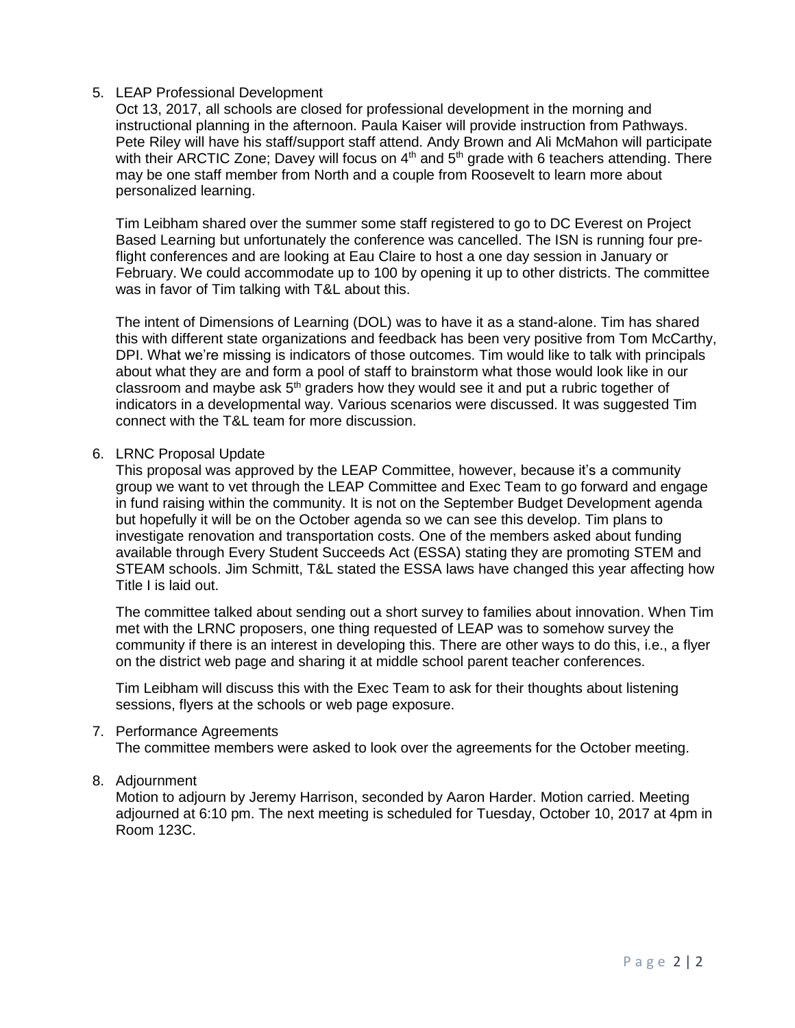5. LEAP Professional Development

   Oct 13, 2017, all schools are closed for professional development in the morning and instructional planning in the afternoon. Paula Kaiser will provide instruction from Pathways. Pete Riley will have his staff/support staff attend. Andy Brown and Ali McMahon will participate with their ARCTIC Zone; Davey will focus on 4th and 5th grade with 6 teachers attending. There may be one staff member from North and a couple from Roosevelt to learn more about personalized learning.

   Tim Leibham shared over the summer some staff registered to go to DC Everest on Project Based Learning but unfortunately the conference was cancelled. The ISN is running four pre-flight conferences and are looking at Eau Claire to host a one day session in January or February. We could accommodate up to 100 by opening it up to other districts. The committee was in favor of Tim talking with T&L about this.

   The intent of Dimensions of Learning (DOL) was to have it as a stand-alone. Tim has shared this with different state organizations and feedback has been very positive from Tom McCarthy, DPI. What we're missing is indicators of those outcomes. Tim would like to talk with principals about what they are and form a pool of staff to brainstorm what those would look like in our classroom and maybe ask 5th graders how they would see it and put a rubric together of indicators in a developmental way. Various scenarios were discussed. It was suggested Tim connect with the T&L team for more discussion.

6. LRNC Proposal Update

   This proposal was approved by the LEAP Committee, however, because it's a community group we want to vet through the LEAP Committee and Exec Team to go forward and engage in fund raising within the community. It is not on the September Budget Development agenda but hopefully it will be on the October agenda so we can see this develop. Tim plans to investigate renovation and transportation costs. One of the members asked about funding available through Every Student Succeeds Act (ESSA) stating they are promoting STEM and STEAM schools. Jim Schmitt, T&L stated the ESSA laws have changed this year affecting how Title I is laid out.

   The committee talked about sending out a short survey to families about innovation. When Tim met with the LRNC proposers, one thing requested of LEAP was to somehow survey the community if there is an interest in developing this. There are other ways to do this, i.e., a flyer on the district web page and sharing it at middle school parent teacher conferences.

   Tim Leibham will discuss this with the Exec Team to ask for their thoughts about listening sessions, flyers at the schools or web page exposure.

7. Performance Agreements

   The committee members were asked to look over the agreements for the October meeting.

8. Adjournment

   Motion to adjourn by Jeremy Harrison, seconded by Aaron Harder. Motion carried. Meeting adjourned at 6:10 pm. The next meeting is scheduled for Tuesday, October 10, 2017 at 4pm in Room 123C.